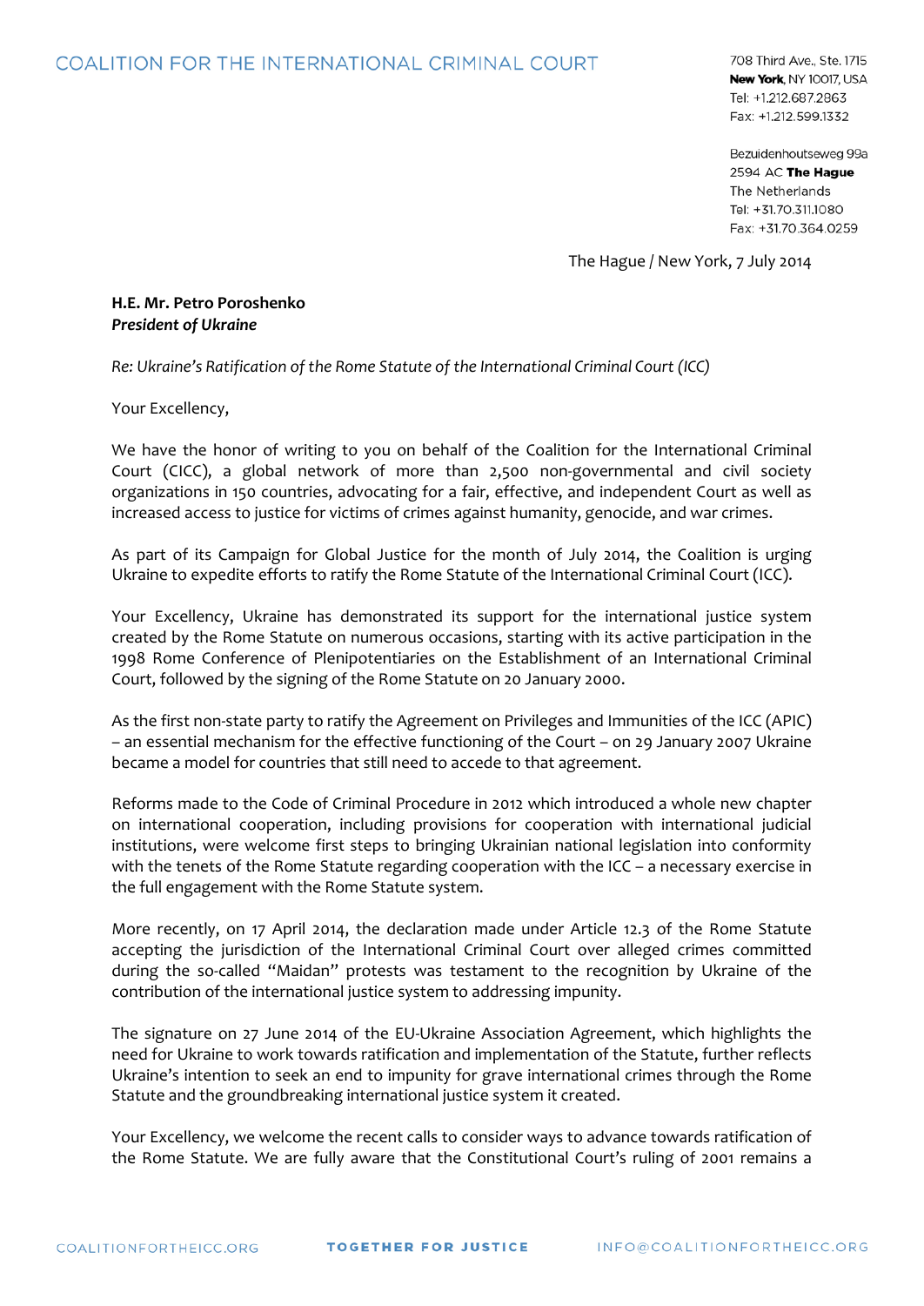COALITION FOR THE INTERNATIONAL CRIMINAL COURT

708 Third Ave., Ste. 1715
**New York**, NY 10017, USA
Tel: +1.212.687.2863
Fax: +1.212.599.1332

Bezuidenhoutseweg 99a
2594 AC **The Hague**
The Netherlands
Tel: +31.70.311.1080
Fax: +31.70.364.0259

The Hague / New York, 7 July 2014

**H.E. Mr. Petro Poroshenko**
***President of Ukraine***

*Re: Ukraine's Ratification of the Rome Statute of the International Criminal Court (ICC)*

Your Excellency,

We have the honor of writing to you on behalf of the Coalition for the International Criminal Court (CICC), a global network of more than 2,500 non-governmental and civil society organizations in 150 countries, advocating for a fair, effective, and independent Court as well as increased access to justice for victims of crimes against humanity, genocide, and war crimes.

As part of its Campaign for Global Justice for the month of July 2014, the Coalition is urging Ukraine to expedite efforts to ratify the Rome Statute of the International Criminal Court (ICC).

Your Excellency, Ukraine has demonstrated its support for the international justice system created by the Rome Statute on numerous occasions, starting with its active participation in the 1998 Rome Conference of Plenipotentiaries on the Establishment of an International Criminal Court, followed by the signing of the Rome Statute on 20 January 2000.

As the first non-state party to ratify the Agreement on Privileges and Immunities of the ICC (APIC) – an essential mechanism for the effective functioning of the Court – on 29 January 2007 Ukraine became a model for countries that still need to accede to that agreement.

Reforms made to the Code of Criminal Procedure in 2012 which introduced a whole new chapter on international cooperation, including provisions for cooperation with international judicial institutions, were welcome first steps to bringing Ukrainian national legislation into conformity with the tenets of the Rome Statute regarding cooperation with the ICC – a necessary exercise in the full engagement with the Rome Statute system.

More recently, on 17 April 2014, the declaration made under Article 12.3 of the Rome Statute accepting the jurisdiction of the International Criminal Court over alleged crimes committed during the so-called "Maidan" protests was testament to the recognition by Ukraine of the contribution of the international justice system to addressing impunity.

The signature on 27 June 2014 of the EU-Ukraine Association Agreement, which highlights the need for Ukraine to work towards ratification and implementation of the Statute, further reflects Ukraine's intention to seek an end to impunity for grave international crimes through the Rome Statute and the groundbreaking international justice system it created.

Your Excellency, we welcome the recent calls to consider ways to advance towards ratification of the Rome Statute. We are fully aware that the Constitutional Court's ruling of 2001 remains a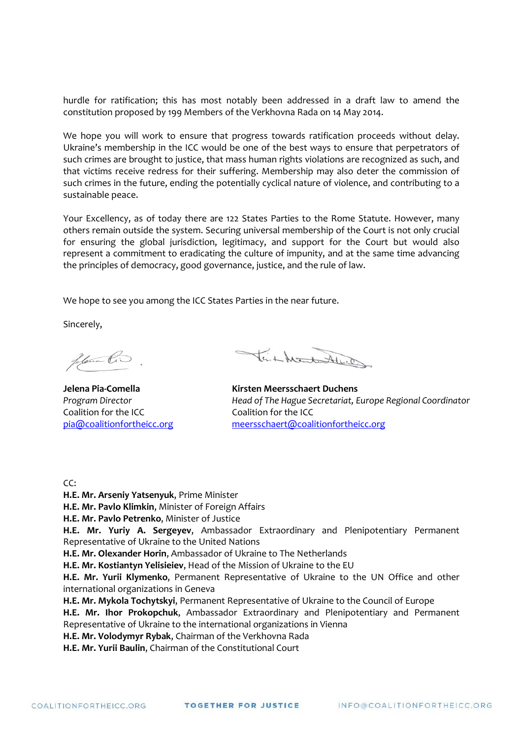hurdle for ratification; this has most notably been addressed in a draft law to amend the constitution proposed by 199 Members of the Verkhovna Rada on 14 May 2014.

We hope you will work to ensure that progress towards ratification proceeds without delay. Ukraine's membership in the ICC would be one of the best ways to ensure that perpetrators of such crimes are brought to justice, that mass human rights violations are recognized as such, and that victims receive redress for their suffering. Membership may also deter the commission of such crimes in the future, ending the potentially cyclical nature of violence, and contributing to a sustainable peace.

Your Excellency, as of today there are 122 States Parties to the Rome Statute. However, many others remain outside the system. Securing universal membership of the Court is not only crucial for ensuring the global jurisdiction, legitimacy, and support for the Court but would also represent a commitment to eradicating the culture of impunity, and at the same time advancing the principles of democracy, good governance, justice, and the rule of law.

We hope to see you among the ICC States Parties in the near future.

Sincerely,

**Jelena Pia-Comella**
*Program Director*
Coalition for the ICC
pia@coalitionfortheicc.org

**Kirsten Meersschaert Duchens**
*Head of The Hague Secretariat, Europe Regional Coordinator*
Coalition for the ICC
meersschaert@coalitionfortheicc.org

CC:
**H.E. Mr. Arseniy Yatsenyuk**, Prime Minister
**H.E. Mr. Pavlo Klimkin**, Minister of Foreign Affairs
**H.E. Mr. Pavlo Petrenko**, Minister of Justice
**H.E. Mr. Yuriy A. Sergeyev**, Ambassador Extraordinary and Plenipotentiary Permanent Representative of Ukraine to the United Nations
**H.E. Mr. Olexander Horin**, Ambassador of Ukraine to The Netherlands
**H.E. Mr. Kostiantyn Yelisieiev**, Head of the Mission of Ukraine to the EU
**H.E. Mr. Yurii Klymenko**, Permanent Representative of Ukraine to the UN Office and other international organizations in Geneva
**H.E. Mr. Mykola Tochytskyi**, Permanent Representative of Ukraine to the Council of Europe
**H.E. Mr. Ihor Prokopchuk**, Ambassador Extraordinary and Plenipotentiary and Permanent Representative of Ukraine to the international organizations in Vienna
**H.E. Mr. Volodymyr Rybak**, Chairman of the Verkhovna Rada
**H.E. Mr. Yurii Baulin**, Chairman of the Constitutional Court